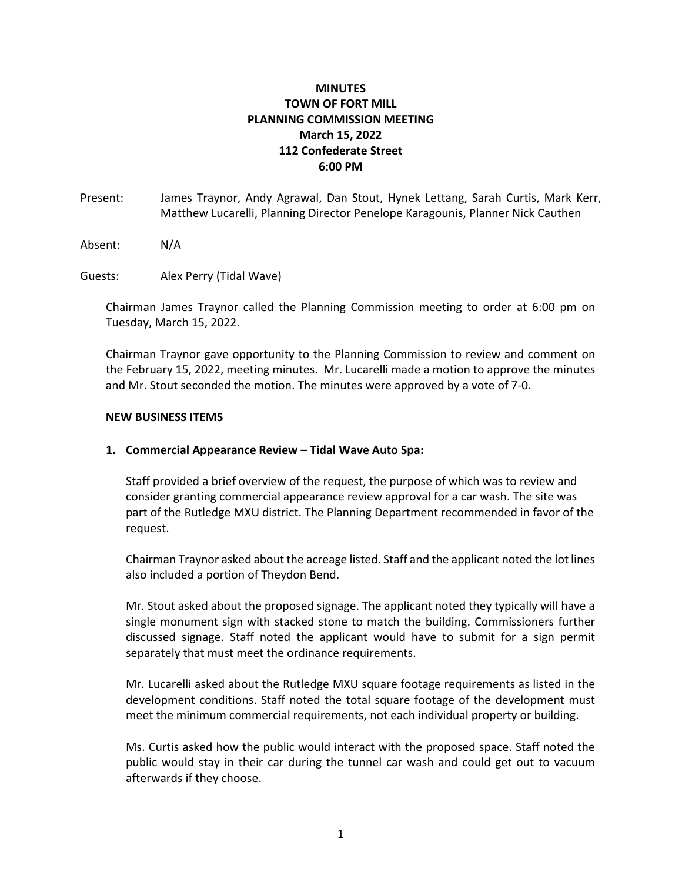# MINUTES
## TOWN OF FORT MILL
## PLANNING COMMISSION MEETING
## March 15, 2022
## 112 Confederate Street
## 6:00 PM

Present: James Traynor, Andy Agrawal, Dan Stout, Hynek Lettang, Sarah Curtis, Mark Kerr, Matthew Lucarelli, Planning Director Penelope Karagounis, Planner Nick Cauthen

Absent: N/A

Guests: Alex Perry (Tidal Wave)

Chairman James Traynor called the Planning Commission meeting to order at 6:00 pm on Tuesday, March 15, 2022.

Chairman Traynor gave opportunity to the Planning Commission to review and comment on the February 15, 2022, meeting minutes. Mr. Lucarelli made a motion to approve the minutes and Mr. Stout seconded the motion. The minutes were approved by a vote of 7-0.

**NEW BUSINESS ITEMS**

1. **Commercial Appearance Review – Tidal Wave Auto Spa:**

   Staff provided a brief overview of the request, the purpose of which was to review and consider granting commercial appearance review approval for a car wash. The site was part of the Rutledge MXU district. The Planning Department recommended in favor of the request.

   Chairman Traynor asked about the acreage listed. Staff and the applicant noted the lot lines also included a portion of Theydon Bend.

   Mr. Stout asked about the proposed signage. The applicant noted they typically will have a single monument sign with stacked stone to match the building. Commissioners further discussed signage. Staff noted the applicant would have to submit for a sign permit separately that must meet the ordinance requirements.

   Mr. Lucarelli asked about the Rutledge MXU square footage requirements as listed in the development conditions. Staff noted the total square footage of the development must meet the minimum commercial requirements, not each individual property or building.

   Ms. Curtis asked how the public would interact with the proposed space. Staff noted the public would stay in their car during the tunnel car wash and could get out to vacuum afterwards if they choose.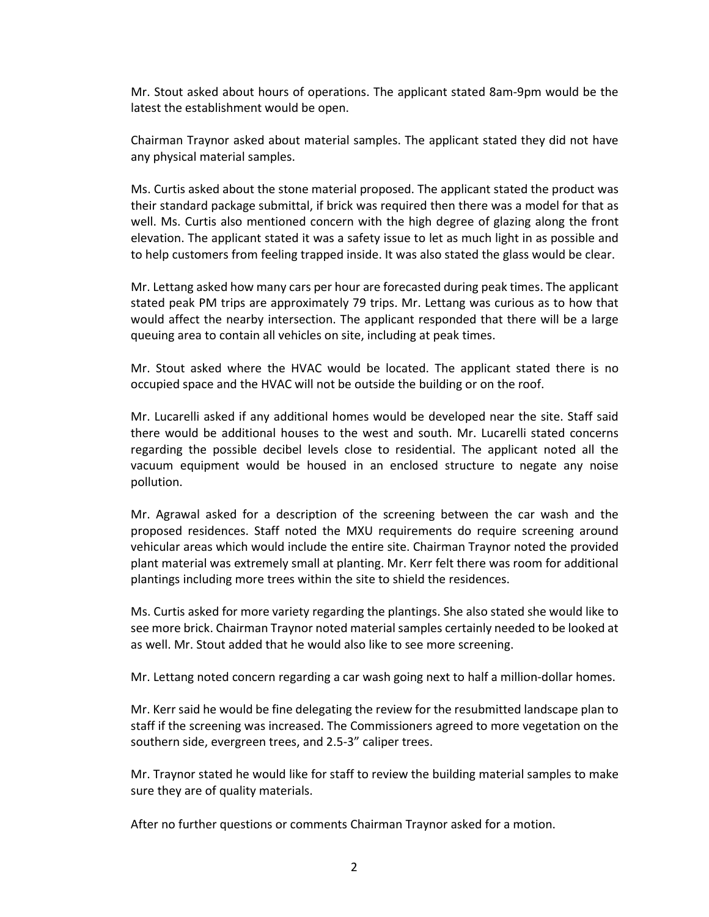Mr. Stout asked about hours of operations. The applicant stated 8am-9pm would be the latest the establishment would be open.

Chairman Traynor asked about material samples. The applicant stated they did not have any physical material samples.

Ms. Curtis asked about the stone material proposed. The applicant stated the product was their standard package submittal, if brick was required then there was a model for that as well. Ms. Curtis also mentioned concern with the high degree of glazing along the front elevation. The applicant stated it was a safety issue to let as much light in as possible and to help customers from feeling trapped inside. It was also stated the glass would be clear.

Mr. Lettang asked how many cars per hour are forecasted during peak times. The applicant stated peak PM trips are approximately 79 trips. Mr. Lettang was curious as to how that would affect the nearby intersection. The applicant responded that there will be a large queuing area to contain all vehicles on site, including at peak times.

Mr. Stout asked where the HVAC would be located. The applicant stated there is no occupied space and the HVAC will not be outside the building or on the roof.

Mr. Lucarelli asked if any additional homes would be developed near the site. Staff said there would be additional houses to the west and south. Mr. Lucarelli stated concerns regarding the possible decibel levels close to residential. The applicant noted all the vacuum equipment would be housed in an enclosed structure to negate any noise pollution.

Mr. Agrawal asked for a description of the screening between the car wash and the proposed residences. Staff noted the MXU requirements do require screening around vehicular areas which would include the entire site. Chairman Traynor noted the provided plant material was extremely small at planting. Mr. Kerr felt there was room for additional plantings including more trees within the site to shield the residences.

Ms. Curtis asked for more variety regarding the plantings. She also stated she would like to see more brick. Chairman Traynor noted material samples certainly needed to be looked at as well. Mr. Stout added that he would also like to see more screening.

Mr. Lettang noted concern regarding a car wash going next to half a million-dollar homes.

Mr. Kerr said he would be fine delegating the review for the resubmitted landscape plan to staff if the screening was increased. The Commissioners agreed to more vegetation on the southern side, evergreen trees, and 2.5-3" caliper trees.

Mr. Traynor stated he would like for staff to review the building material samples to make sure they are of quality materials.

After no further questions or comments Chairman Traynor asked for a motion.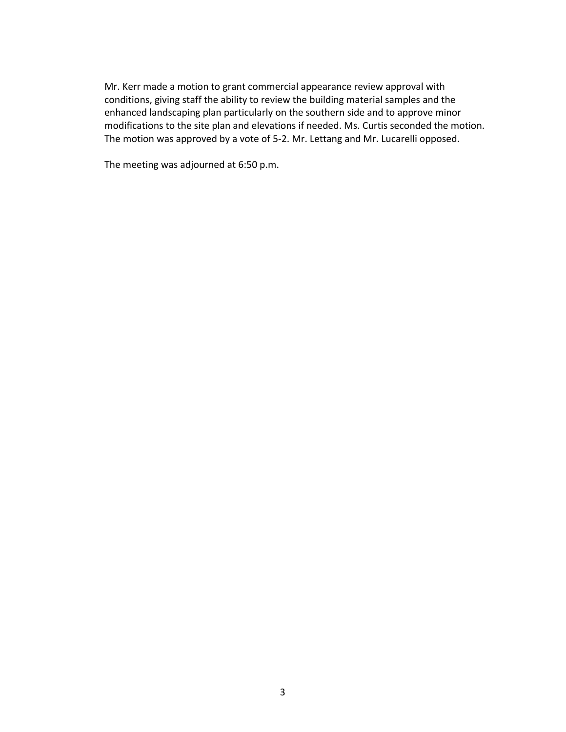Mr. Kerr made a motion to grant commercial appearance review approval with conditions, giving staff the ability to review the building material samples and the enhanced landscaping plan particularly on the southern side and to approve minor modifications to the site plan and elevations if needed. Ms. Curtis seconded the motion. The motion was approved by a vote of 5-2. Mr. Lettang and Mr. Lucarelli opposed.

The meeting was adjourned at 6:50 p.m.